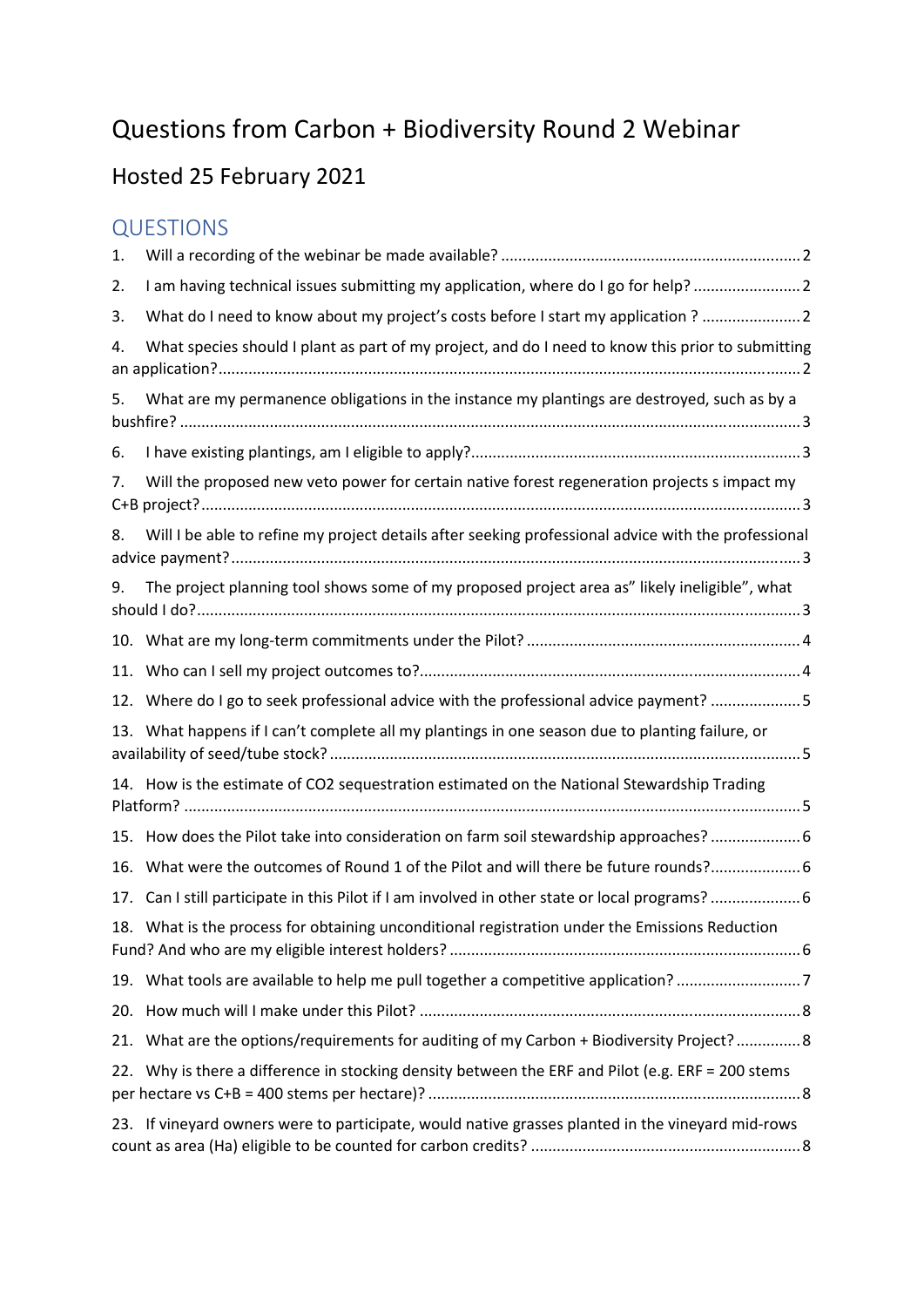# Questions from Carbon + Biodiversity Round 2 Webinar

## Hosted 25 February 2021

## QUESTIONS

1. Will a recording of the webinar be made available? ..... 2
2. I am having technical issues submitting my application, where do I go for help? ..... 2
3. What do I need to know about my project's costs before I start my application ? ..... 2
4. What species should I plant as part of my project, and do I need to know this prior to submitting an application? ..... 2
5. What are my permanence obligations in the instance my plantings are destroyed, such as by a bushfire? ..... 3
6. I have existing plantings, am I eligible to apply? ..... 3
7. Will the proposed new veto power for certain native forest regeneration projects s impact my C+B project? ..... 3
8. Will I be able to refine my project details after seeking professional advice with the professional advice payment? ..... 3
9. The project planning tool shows some of my proposed project area as" likely ineligible", what should I do? ..... 3
10. What are my long-term commitments under the Pilot? ..... 4
11. Who can I sell my project outcomes to? ..... 4
12. Where do I go to seek professional advice with the professional advice payment? ..... 5
13. What happens if I can't complete all my plantings in one season due to planting failure, or availability of seed/tube stock? ..... 5
14. How is the estimate of CO2 sequestration estimated on the National Stewardship Trading Platform? ..... 5
15. How does the Pilot take into consideration on farm soil stewardship approaches? ..... 6
16. What were the outcomes of Round 1 of the Pilot and will there be future rounds? ..... 6
17. Can I still participate in this Pilot if I am involved in other state or local programs? ..... 6
18. What is the process for obtaining unconditional registration under the Emissions Reduction Fund? And who are my eligible interest holders? ..... 6
19. What tools are available to help me pull together a competitive application? ..... 7
20. How much will I make under this Pilot? ..... 8
21. What are the options/requirements for auditing of my Carbon + Biodiversity Project? ..... 8
22. Why is there a difference in stocking density between the ERF and Pilot (e.g. ERF = 200 stems per hectare vs C+B = 400 stems per hectare)? ..... 8
23. If vineyard owners were to participate, would native grasses planted in the vineyard mid-rows count as area (Ha) eligible to be counted for carbon credits? ..... 8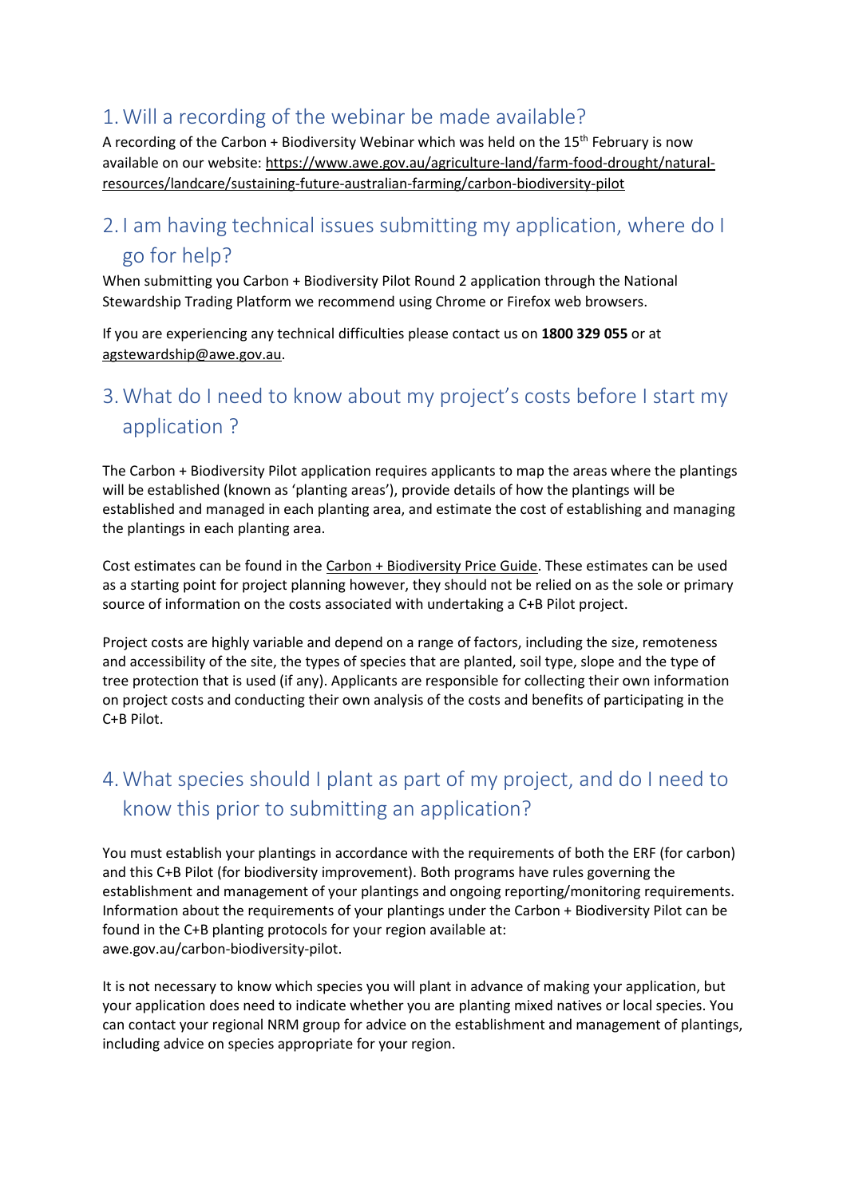## 1. Will a recording of the webinar be made available?

A recording of the Carbon + Biodiversity Webinar which was held on the 15th February is now available on our website: https://www.awe.gov.au/agriculture-land/farm-food-drought/natural-resources/landcare/sustaining-future-australian-farming/carbon-biodiversity-pilot

## 2. I am having technical issues submitting my application, where do I go for help?

When submitting you Carbon + Biodiversity Pilot Round 2 application through the National Stewardship Trading Platform we recommend using Chrome or Firefox web browsers.

If you are experiencing any technical difficulties please contact us on **1800 329 055** or at agstewardship@awe.gov.au.

## 3. What do I need to know about my project's costs before I start my application ?

The Carbon + Biodiversity Pilot application requires applicants to map the areas where the plantings will be established (known as 'planting areas'), provide details of how the plantings will be established and managed in each planting area, and estimate the cost of establishing and managing the plantings in each planting area.

Cost estimates can be found in the Carbon + Biodiversity Price Guide. These estimates can be used as a starting point for project planning however, they should not be relied on as the sole or primary source of information on the costs associated with undertaking a C+B Pilot project.

Project costs are highly variable and depend on a range of factors, including the size, remoteness and accessibility of the site, the types of species that are planted, soil type, slope and the type of tree protection that is used (if any). Applicants are responsible for collecting their own information on project costs and conducting their own analysis of the costs and benefits of participating in the C+B Pilot.

## 4. What species should I plant as part of my project, and do I need to know this prior to submitting an application?

You must establish your plantings in accordance with the requirements of both the ERF (for carbon) and this C+B Pilot (for biodiversity improvement). Both programs have rules governing the establishment and management of your plantings and ongoing reporting/monitoring requirements. Information about the requirements of your plantings under the Carbon + Biodiversity Pilot can be found in the C+B planting protocols for your region available at: awe.gov.au/carbon-biodiversity-pilot.

It is not necessary to know which species you will plant in advance of making your application, but your application does need to indicate whether you are planting mixed natives or local species. You can contact your regional NRM group for advice on the establishment and management of plantings, including advice on species appropriate for your region.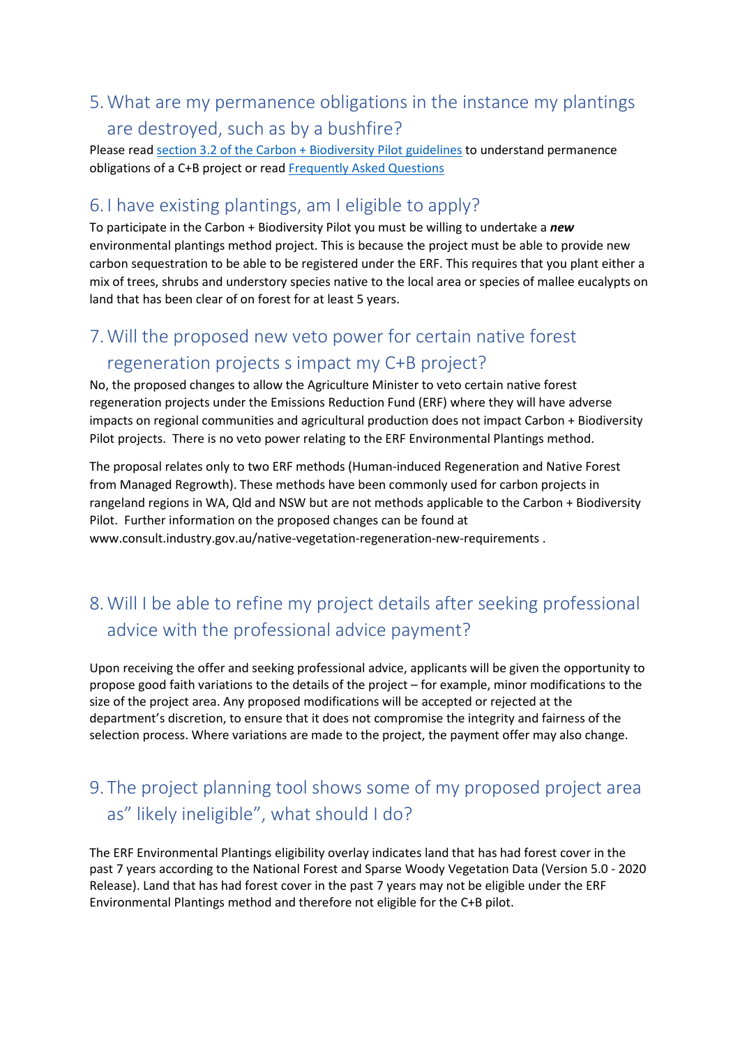## 5. What are my permanence obligations in the instance my plantings are destroyed, such as by a bushfire?

Please read [section 3.2 of the Carbon + Biodiversity Pilot guidelines] to understand permanence obligations of a C+B project or read [Frequently Asked Questions]

## 6. I have existing plantings, am I eligible to apply?

To participate in the Carbon + Biodiversity Pilot you must be willing to undertake a ***new*** environmental plantings method project. This is because the project must be able to provide new carbon sequestration to be able to be registered under the ERF. This requires that you plant either a mix of trees, shrubs and understory species native to the local area or species of mallee eucalypts on land that has been clear of on forest for at least 5 years.

## 7. Will the proposed new veto power for certain native forest regeneration projects s impact my C+B project?

No, the proposed changes to allow the Agriculture Minister to veto certain native forest regeneration projects under the Emissions Reduction Fund (ERF) where they will have adverse impacts on regional communities and agricultural production does not impact Carbon + Biodiversity Pilot projects. There is no veto power relating to the ERF Environmental Plantings method.

The proposal relates only to two ERF methods (Human-induced Regeneration and Native Forest from Managed Regrowth). These methods have been commonly used for carbon projects in rangeland regions in WA, Qld and NSW but are not methods applicable to the Carbon + Biodiversity Pilot. Further information on the proposed changes can be found at www.consult.industry.gov.au/native-vegetation-regeneration-new-requirements .

## 8. Will I be able to refine my project details after seeking professional advice with the professional advice payment?

Upon receiving the offer and seeking professional advice, applicants will be given the opportunity to propose good faith variations to the details of the project – for example, minor modifications to the size of the project area. Any proposed modifications will be accepted or rejected at the department's discretion, to ensure that it does not compromise the integrity and fairness of the selection process. Where variations are made to the project, the payment offer may also change.

## 9. The project planning tool shows some of my proposed project area as" likely ineligible", what should I do?

The ERF Environmental Plantings eligibility overlay indicates land that has had forest cover in the past 7 years according to the National Forest and Sparse Woody Vegetation Data (Version 5.0 - 2020 Release). Land that has had forest cover in the past 7 years may not be eligible under the ERF Environmental Plantings method and therefore not eligible for the C+B pilot.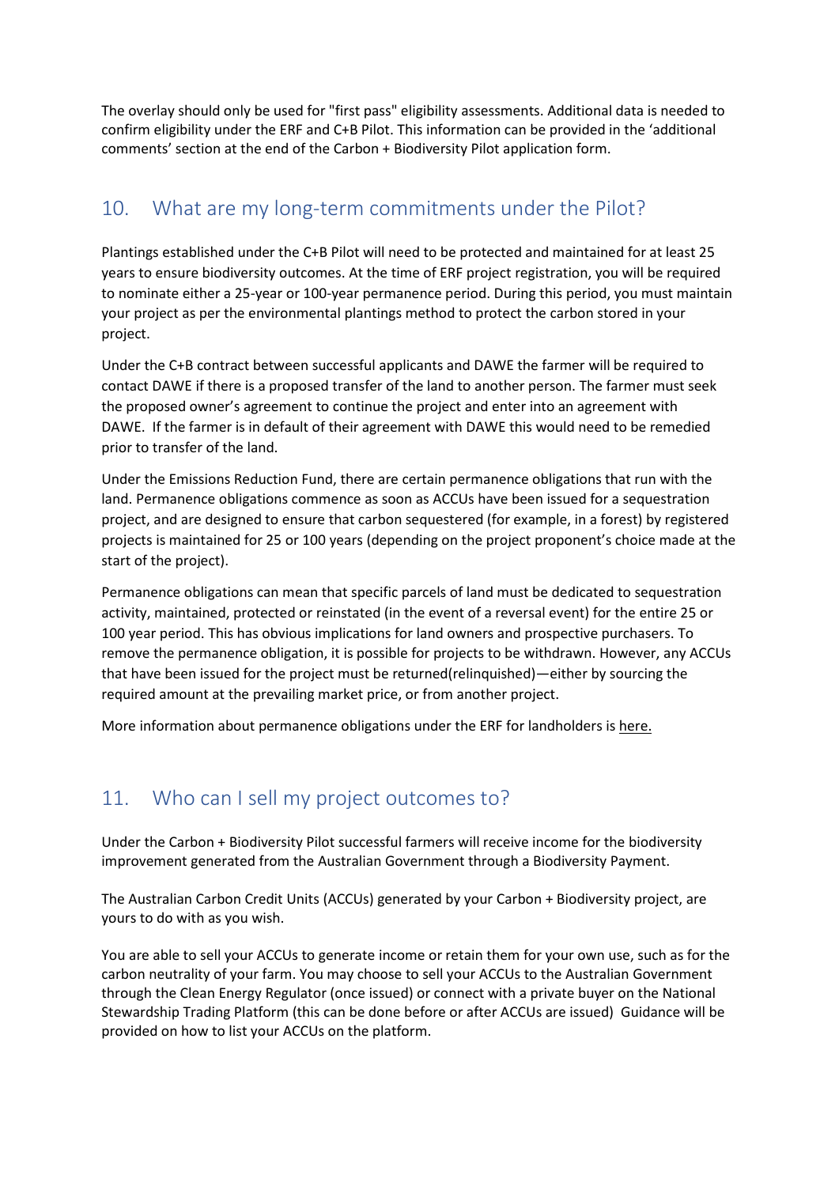The overlay should only be used for "first pass" eligibility assessments. Additional data is needed to confirm eligibility under the ERF and C+B Pilot. This information can be provided in the 'additional comments' section at the end of the Carbon + Biodiversity Pilot application form.

## 10. What are my long-term commitments under the Pilot?

Plantings established under the C+B Pilot will need to be protected and maintained for at least 25 years to ensure biodiversity outcomes. At the time of ERF project registration, you will be required to nominate either a 25-year or 100-year permanence period. During this period, you must maintain your project as per the environmental plantings method to protect the carbon stored in your project.

Under the C+B contract between successful applicants and DAWE the farmer will be required to contact DAWE if there is a proposed transfer of the land to another person. The farmer must seek the proposed owner's agreement to continue the project and enter into an agreement with DAWE. If the farmer is in default of their agreement with DAWE this would need to be remedied prior to transfer of the land.

Under the Emissions Reduction Fund, there are certain permanence obligations that run with the land. Permanence obligations commence as soon as ACCUs have been issued for a sequestration project, and are designed to ensure that carbon sequestered (for example, in a forest) by registered projects is maintained for 25 or 100 years (depending on the project proponent's choice made at the start of the project).

Permanence obligations can mean that specific parcels of land must be dedicated to sequestration activity, maintained, protected or reinstated (in the event of a reversal event) for the entire 25 or 100 year period. This has obvious implications for land owners and prospective purchasers. To remove the permanence obligation, it is possible for projects to be withdrawn. However, any ACCUs that have been issued for the project must be returned(relinquished)—either by sourcing the required amount at the prevailing market price, or from another project.

More information about permanence obligations under the ERF for landholders is here.

## 11. Who can I sell my project outcomes to?

Under the Carbon + Biodiversity Pilot successful farmers will receive income for the biodiversity improvement generated from the Australian Government through a Biodiversity Payment.

The Australian Carbon Credit Units (ACCUs) generated by your Carbon + Biodiversity project, are yours to do with as you wish.

You are able to sell your ACCUs to generate income or retain them for your own use, such as for the carbon neutrality of your farm. You may choose to sell your ACCUs to the Australian Government through the Clean Energy Regulator (once issued) or connect with a private buyer on the National Stewardship Trading Platform (this can be done before or after ACCUs are issued) Guidance will be provided on how to list your ACCUs on the platform.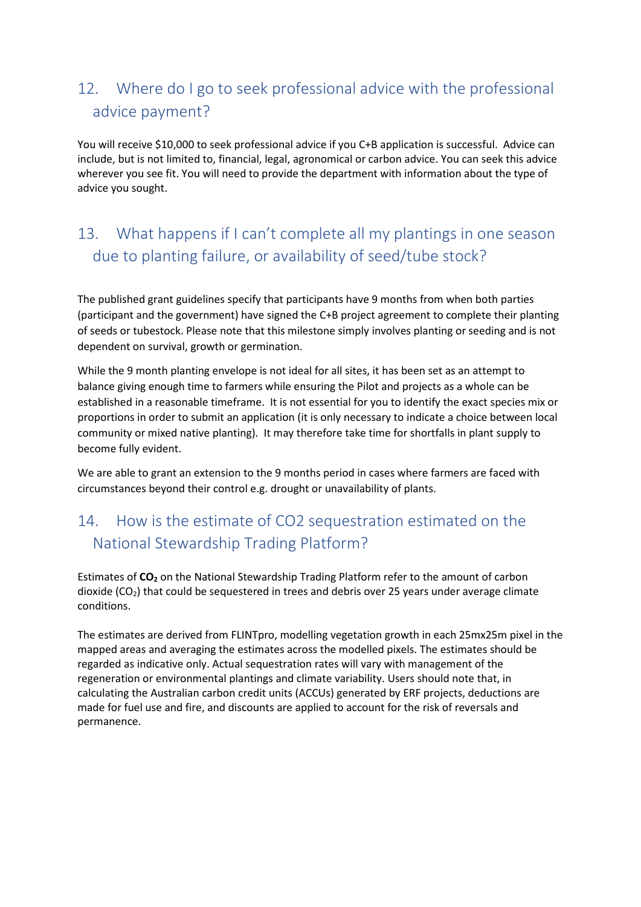## 12. Where do I go to seek professional advice with the professional advice payment?

You will receive $10,000 to seek professional advice if you C+B application is successful. Advice can include, but is not limited to, financial, legal, agronomical or carbon advice. You can seek this advice wherever you see fit. You will need to provide the department with information about the type of advice you sought.

## 13. What happens if I can't complete all my plantings in one season due to planting failure, or availability of seed/tube stock?

The published grant guidelines specify that participants have 9 months from when both parties (participant and the government) have signed the C+B project agreement to complete their planting of seeds or tubestock. Please note that this milestone simply involves planting or seeding and is not dependent on survival, growth or germination.

While the 9 month planting envelope is not ideal for all sites, it has been set as an attempt to balance giving enough time to farmers while ensuring the Pilot and projects as a whole can be established in a reasonable timeframe. It is not essential for you to identify the exact species mix or proportions in order to submit an application (it is only necessary to indicate a choice between local community or mixed native planting). It may therefore take time for shortfalls in plant supply to become fully evident.

We are able to grant an extension to the 9 months period in cases where farmers are faced with circumstances beyond their control e.g. drought or unavailability of plants.

## 14. How is the estimate of CO2 sequestration estimated on the National Stewardship Trading Platform?

Estimates of **$CO_2$** on the National Stewardship Trading Platform refer to the amount of carbon dioxide ($CO_2$) that could be sequestered in trees and debris over 25 years under average climate conditions.

The estimates are derived from FLINTpro, modelling vegetation growth in each 25mx25m pixel in the mapped areas and averaging the estimates across the modelled pixels. The estimates should be regarded as indicative only. Actual sequestration rates will vary with management of the regeneration or environmental plantings and climate variability. Users should note that, in calculating the Australian carbon credit units (ACCUs) generated by ERF projects, deductions are made for fuel use and fire, and discounts are applied to account for the risk of reversals and permanence.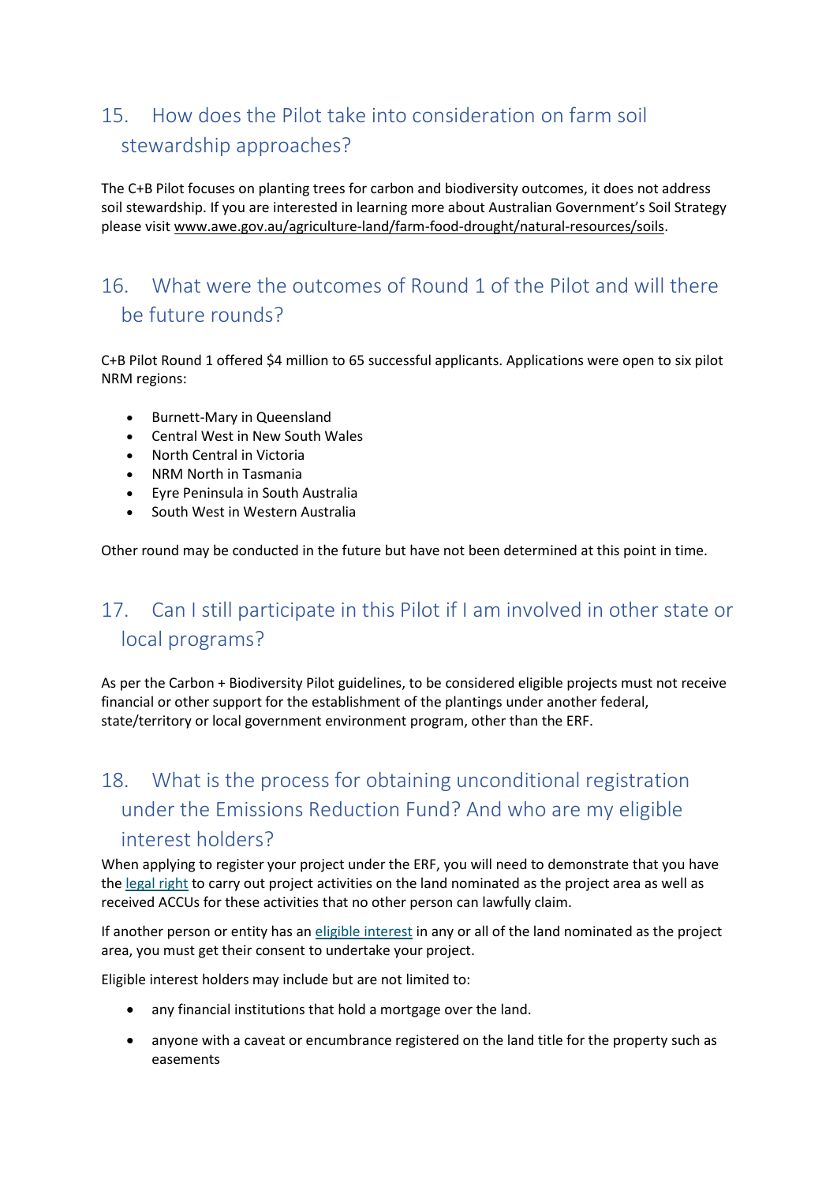## 15. How does the Pilot take into consideration on farm soil stewardship approaches?

The C+B Pilot focuses on planting trees for carbon and biodiversity outcomes, it does not address soil stewardship. If you are interested in learning more about Australian Government's Soil Strategy please visit www.awe.gov.au/agriculture-land/farm-food-drought/natural-resources/soils.

## 16. What were the outcomes of Round 1 of the Pilot and will there be future rounds?

C+B Pilot Round 1 offered $4 million to 65 successful applicants. Applications were open to six pilot NRM regions:

- Burnett-Mary in Queensland
- Central West in New South Wales
- North Central in Victoria
- NRM North in Tasmania
- Eyre Peninsula in South Australia
- South West in Western Australia

Other round may be conducted in the future but have not been determined at this point in time.

## 17. Can I still participate in this Pilot if I am involved in other state or local programs?

As per the Carbon + Biodiversity Pilot guidelines, to be considered eligible projects must not receive financial or other support for the establishment of the plantings under another federal, state/territory or local government environment program, other than the ERF.

## 18. What is the process for obtaining unconditional registration under the Emissions Reduction Fund? And who are my eligible interest holders?

When applying to register your project under the ERF, you will need to demonstrate that you have the legal right to carry out project activities on the land nominated as the project area as well as received ACCUs for these activities that no other person can lawfully claim.

If another person or entity has an eligible interest in any or all of the land nominated as the project area, you must get their consent to undertake your project.

Eligible interest holders may include but are not limited to:

- any financial institutions that hold a mortgage over the land.
- anyone with a caveat or encumbrance registered on the land title for the property such as easements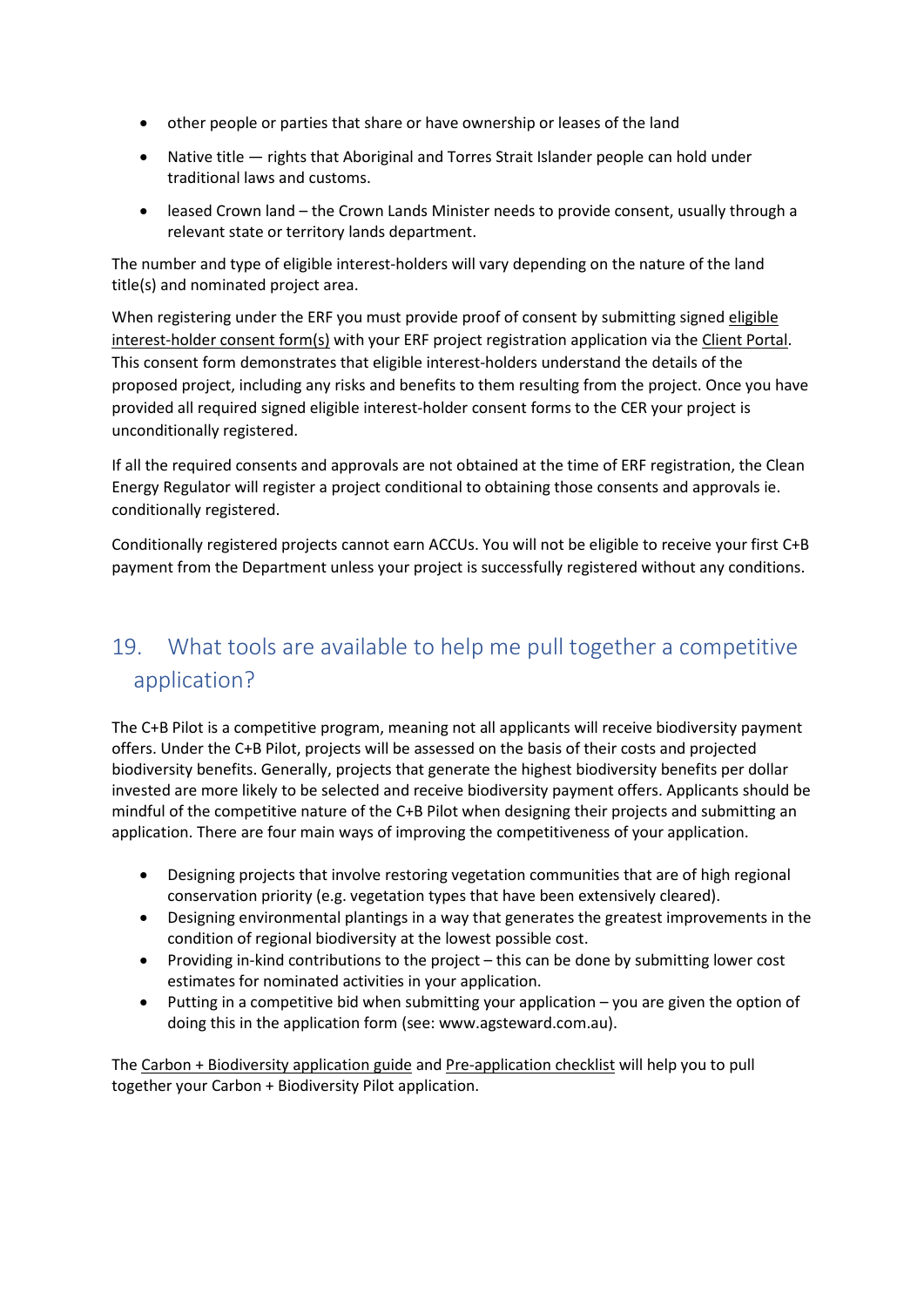- other people or parties that share or have ownership or leases of the land
- Native title — rights that Aboriginal and Torres Strait Islander people can hold under traditional laws and customs.
- leased Crown land – the Crown Lands Minister needs to provide consent, usually through a relevant state or territory lands department.

The number and type of eligible interest-holders will vary depending on the nature of the land title(s) and nominated project area.

When registering under the ERF you must provide proof of consent by submitting signed eligible interest-holder consent form(s) with your ERF project registration application via the Client Portal. This consent form demonstrates that eligible interest-holders understand the details of the proposed project, including any risks and benefits to them resulting from the project. Once you have provided all required signed eligible interest-holder consent forms to the CER your project is unconditionally registered.

If all the required consents and approvals are not obtained at the time of ERF registration, the Clean Energy Regulator will register a project conditional to obtaining those consents and approvals ie. conditionally registered.

Conditionally registered projects cannot earn ACCUs. You will not be eligible to receive your first C+B payment from the Department unless your project is successfully registered without any conditions.

## 19. What tools are available to help me pull together a competitive application?

The C+B Pilot is a competitive program, meaning not all applicants will receive biodiversity payment offers. Under the C+B Pilot, projects will be assessed on the basis of their costs and projected biodiversity benefits. Generally, projects that generate the highest biodiversity benefits per dollar invested are more likely to be selected and receive biodiversity payment offers. Applicants should be mindful of the competitive nature of the C+B Pilot when designing their projects and submitting an application. There are four main ways of improving the competitiveness of your application.

- Designing projects that involve restoring vegetation communities that are of high regional conservation priority (e.g. vegetation types that have been extensively cleared).
- Designing environmental plantings in a way that generates the greatest improvements in the condition of regional biodiversity at the lowest possible cost.
- Providing in-kind contributions to the project – this can be done by submitting lower cost estimates for nominated activities in your application.
- Putting in a competitive bid when submitting your application – you are given the option of doing this in the application form (see: www.agsteward.com.au).

The Carbon + Biodiversity application guide and Pre-application checklist will help you to pull together your Carbon + Biodiversity Pilot application.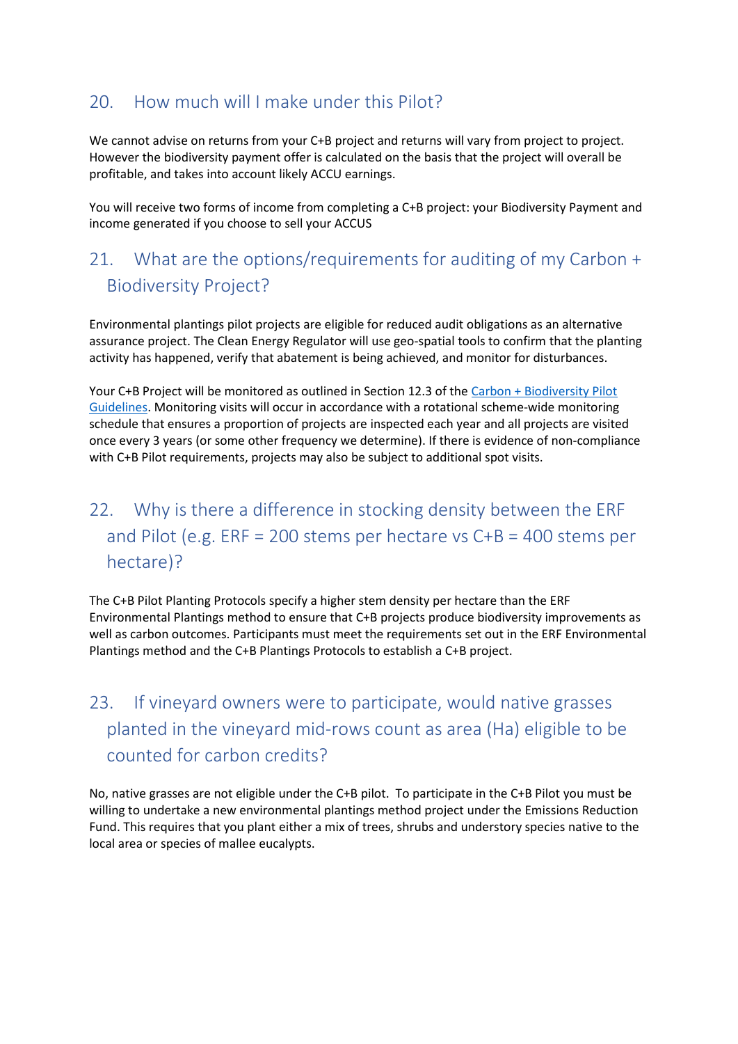## 20. How much will I make under this Pilot?

We cannot advise on returns from your C+B project and returns will vary from project to project. However the biodiversity payment offer is calculated on the basis that the project will overall be profitable, and takes into account likely ACCU earnings.

You will receive two forms of income from completing a C+B project: your Biodiversity Payment and income generated if you choose to sell your ACCUS

## 21. What are the options/requirements for auditing of my Carbon + Biodiversity Project?

Environmental plantings pilot projects are eligible for reduced audit obligations as an alternative assurance project. The Clean Energy Regulator will use geo-spatial tools to confirm that the planting activity has happened, verify that abatement is being achieved, and monitor for disturbances.

Your C+B Project will be monitored as outlined in Section 12.3 of the Carbon + Biodiversity Pilot Guidelines. Monitoring visits will occur in accordance with a rotational scheme-wide monitoring schedule that ensures a proportion of projects are inspected each year and all projects are visited once every 3 years (or some other frequency we determine). If there is evidence of non-compliance with C+B Pilot requirements, projects may also be subject to additional spot visits.

## 22. Why is there a difference in stocking density between the ERF and Pilot (e.g. ERF = 200 stems per hectare vs C+B = 400 stems per hectare)?

The C+B Pilot Planting Protocols specify a higher stem density per hectare than the ERF Environmental Plantings method to ensure that C+B projects produce biodiversity improvements as well as carbon outcomes. Participants must meet the requirements set out in the ERF Environmental Plantings method and the C+B Plantings Protocols to establish a C+B project.

## 23. If vineyard owners were to participate, would native grasses planted in the vineyard mid-rows count as area (Ha) eligible to be counted for carbon credits?

No, native grasses are not eligible under the C+B pilot. To participate in the C+B Pilot you must be willing to undertake a new environmental plantings method project under the Emissions Reduction Fund. This requires that you plant either a mix of trees, shrubs and understory species native to the local area or species of mallee eucalypts.